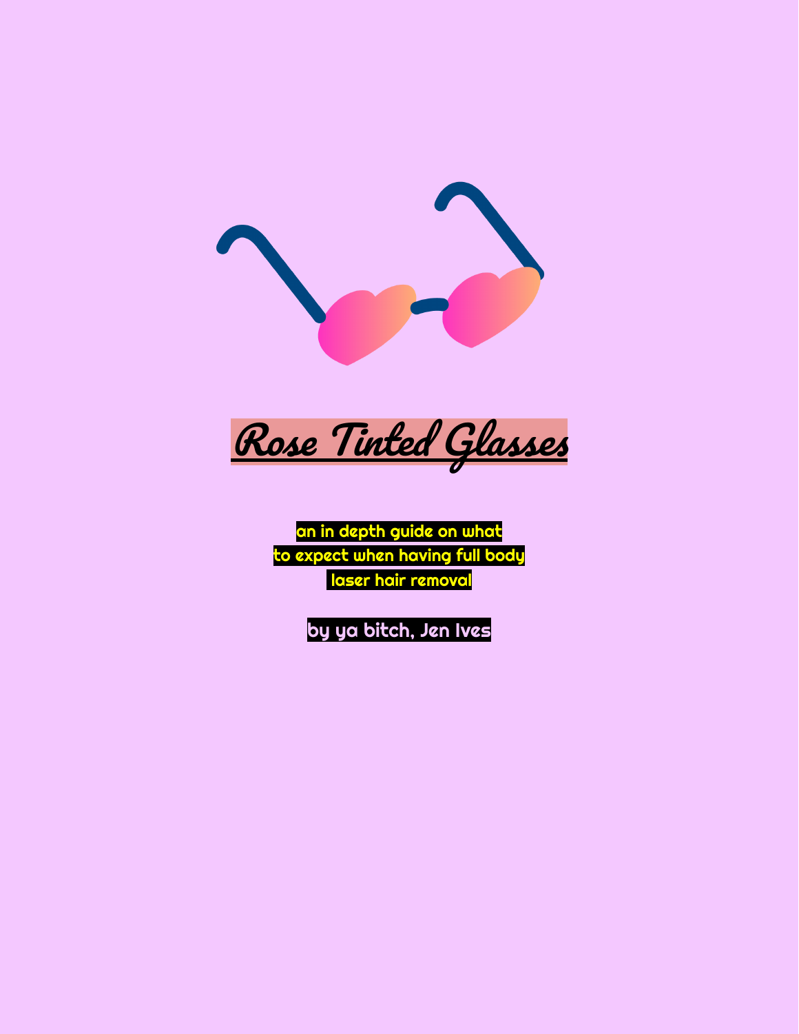# Rose Tinted Glasses

**an in depth guide on what to expect when having full body laser hair removal**

**by ya bitch, Jen Ives**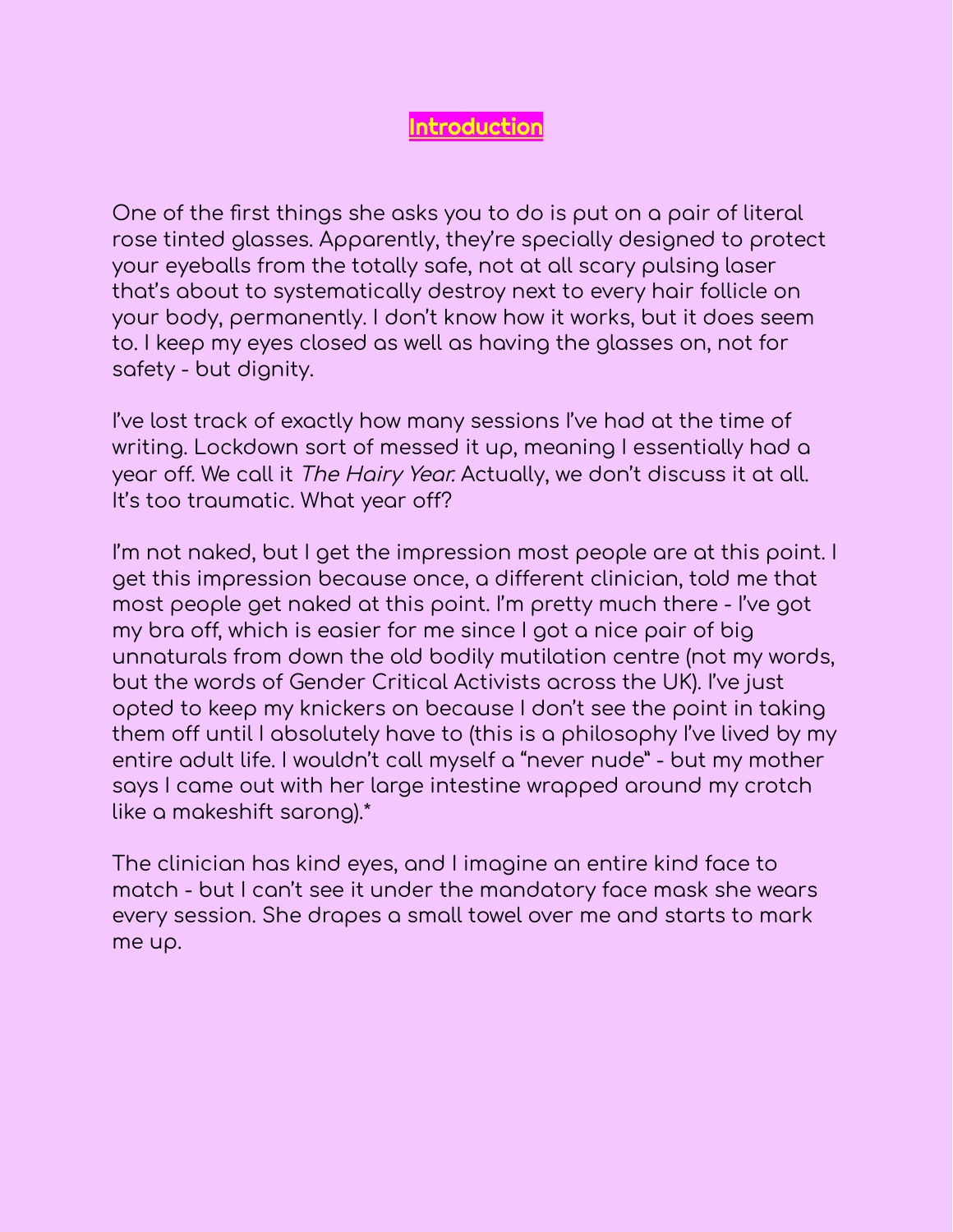# Introduction

One of the first things she asks you to do is put on a pair of literal rose tinted glasses. Apparently, they're specially designed to protect your eyeballs from the totally safe, not at all scary pulsing laser that's about to systematically destroy next to every hair follicle on your body, permanently. I don't know how it works, but it does seem to. I keep my eyes closed as well as having the glasses on, not for safety - but dignity.

I've lost track of exactly how many sessions I've had at the time of writing. Lockdown sort of messed it up, meaning I essentially had a year off. We call it *The Hairy Year.* Actually, we don't discuss it at all. It's too traumatic. What year off?

I'm not naked, but I get the impression most people are at this point. I get this impression because once, a different clinician, told me that most people get naked at this point. I'm pretty much there - I've got my bra off, which is easier for me since I got a nice pair of big unnaturals from down the old bodily mutilation centre (not my words, but the words of Gender Critical Activists across the UK). I've just opted to keep my knickers on because I don't see the point in taking them off until I absolutely have to (this is a philosophy I've lived by my entire adult life. I wouldn't call myself a "never nude" - but my mother says I came out with her large intestine wrapped around my crotch like a makeshift sarong).*

The clinician has kind eyes, and I imagine an entire kind face to match - but I can't see it under the mandatory face mask she wears every session. She drapes a small towel over me and starts to mark me up.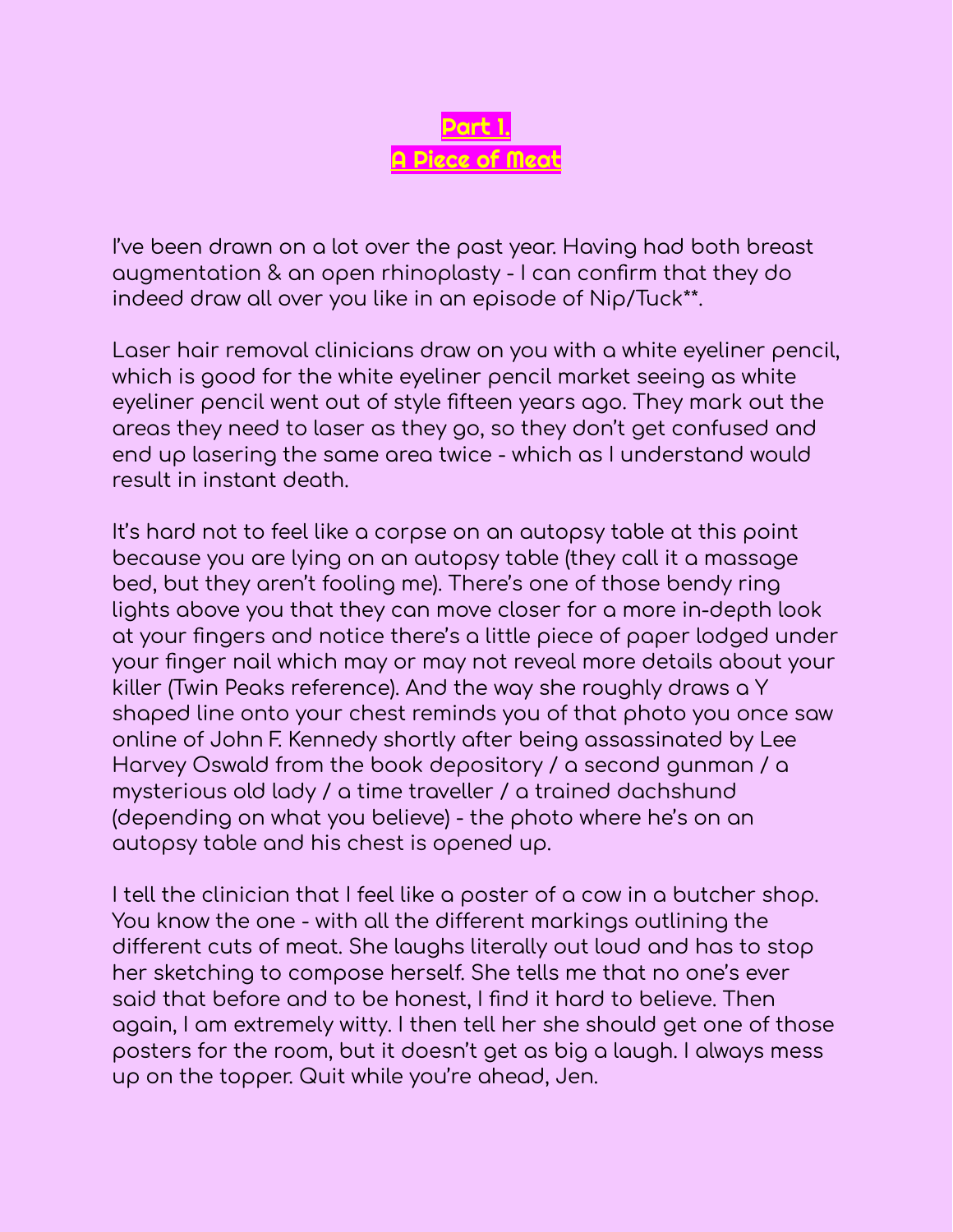# Part 1.
# A Piece of Meat

I've been drawn on a lot over the past year. Having had both breast augmentation & an open rhinoplasty - I can confirm that they do indeed draw all over you like in an episode of Nip/Tuck**.

Laser hair removal clinicians draw on you with a white eyeliner pencil, which is good for the white eyeliner pencil market seeing as white eyeliner pencil went out of style fifteen years ago. They mark out the areas they need to laser as they go, so they don't get confused and end up lasering the same area twice - which as I understand would result in instant death.

It's hard not to feel like a corpse on an autopsy table at this point because you are lying on an autopsy table (they call it a massage bed, but they aren't fooling me). There's one of those bendy ring lights above you that they can move closer for a more in-depth look at your fingers and notice there's a little piece of paper lodged under your finger nail which may or may not reveal more details about your killer (Twin Peaks reference). And the way she roughly draws a Y shaped line onto your chest reminds you of that photo you once saw online of John F. Kennedy shortly after being assassinated by Lee Harvey Oswald from the book depository / a second gunman / a mysterious old lady / a time traveller / a trained dachshund (depending on what you believe) - the photo where he's on an autopsy table and his chest is opened up.

I tell the clinician that I feel like a poster of a cow in a butcher shop. You know the one - with all the different markings outlining the different cuts of meat. She laughs literally out loud and has to stop her sketching to compose herself. She tells me that no one's ever said that before and to be honest, I find it hard to believe. Then again, I am extremely witty. I then tell her she should get one of those posters for the room, but it doesn't get as big a laugh. I always mess up on the topper. Quit while you're ahead, Jen.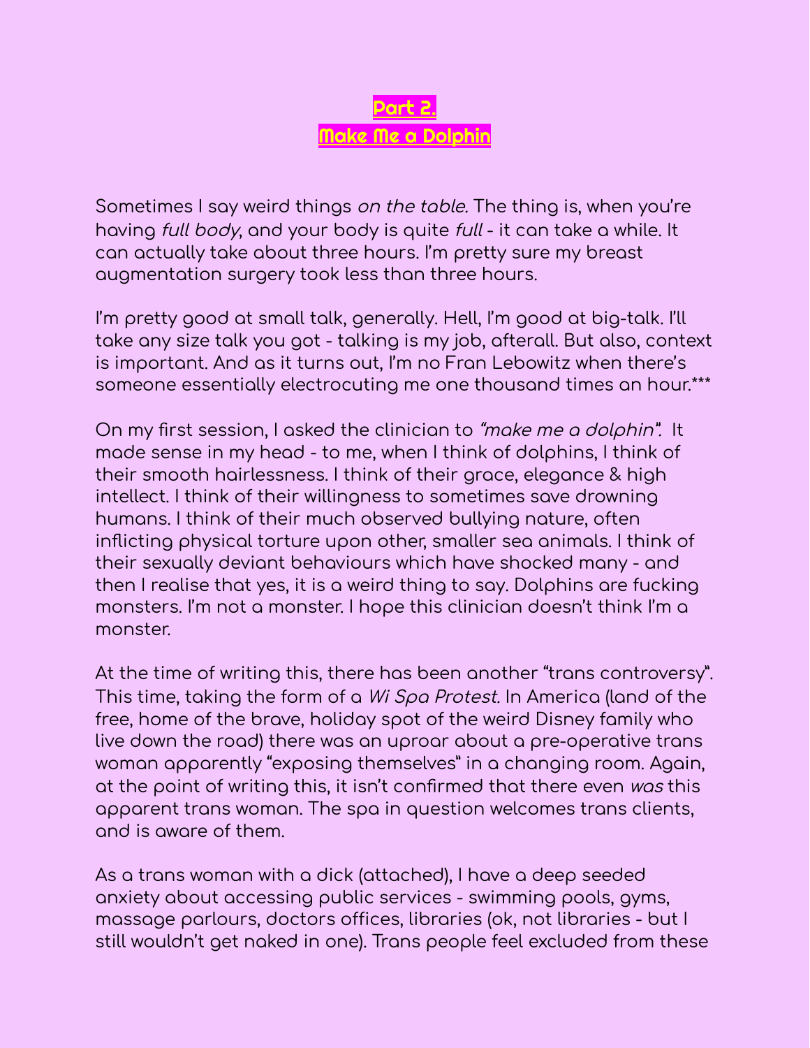## Part 2.
## Make Me a Dolphin

Sometimes I say weird things *on the table.* The thing is, when you're having *full body*, and your body is quite *full* - it can take a while. It can actually take about three hours. I'm pretty sure my breast augmentation surgery took less than three hours.

I'm pretty good at small talk, generally. Hell, I'm good at big-talk. I'll take any size talk you got - talking is my job, afterall. But also, context is important. And as it turns out, I'm no Fran Lebowitz when there's someone essentially electrocuting me one thousand times an hour.***

On my first session, I asked the clinician to *"make me a dolphin".* It made sense in my head - to me, when I think of dolphins, I think of their smooth hairlessness. I think of their grace, elegance & high intellect. I think of their willingness to sometimes save drowning humans. I think of their much observed bullying nature, often inflicting physical torture upon other, smaller sea animals. I think of their sexually deviant behaviours which have shocked many - and then I realise that yes, it is a weird thing to say. Dolphins are fucking monsters. I'm not a monster. I hope this clinician doesn't think I'm a monster.

At the time of writing this, there has been another "trans controversy". This time, taking the form of a *Wi Spa Protest.* In America (land of the free, home of the brave, holiday spot of the weird Disney family who live down the road) there was an uproar about a pre-operative trans woman apparently "exposing themselves" in a changing room. Again, at the point of writing this, it isn't confirmed that there even *was* this apparent trans woman. The spa in question welcomes trans clients, and is aware of them.

As a trans woman with a dick (attached), I have a deep seeded anxiety about accessing public services - swimming pools, gyms, massage parlours, doctors offices, libraries (ok, not libraries - but I still wouldn't get naked in one). Trans people feel excluded from these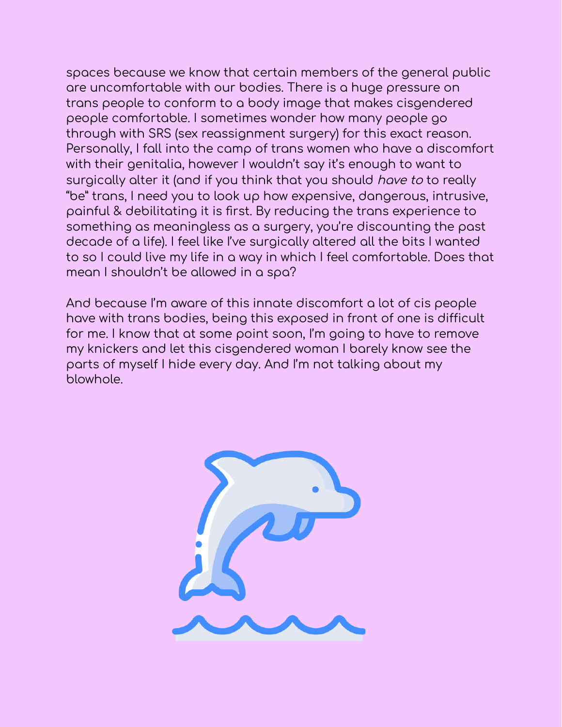spaces because we know that certain members of the general public are uncomfortable with our bodies. There is a huge pressure on trans people to conform to a body image that makes cisgendered people comfortable. I sometimes wonder how many people go through with SRS (sex reassignment surgery) for this exact reason. Personally, I fall into the camp of trans women who have a discomfort with their genitalia, however I wouldn't say it's enough to want to surgically alter it (and if you think that you should *have to* to really "be" trans, I need you to look up how expensive, dangerous, intrusive, painful & debilitating it is first. By reducing the trans experience to something as meaningless as a surgery, you're discounting the past decade of a life). I feel like I've surgically altered all the bits I wanted to so I could live my life in a way in which I feel comfortable. Does that mean I shouldn't be allowed in a spa?

And because I'm aware of this innate discomfort a lot of cis people have with trans bodies, being this exposed in front of one is difficult for me. I know that at some point soon, I'm going to have to remove my knickers and let this cisgendered woman I barely know see the parts of myself I hide every day. And I'm not talking about my blowhole.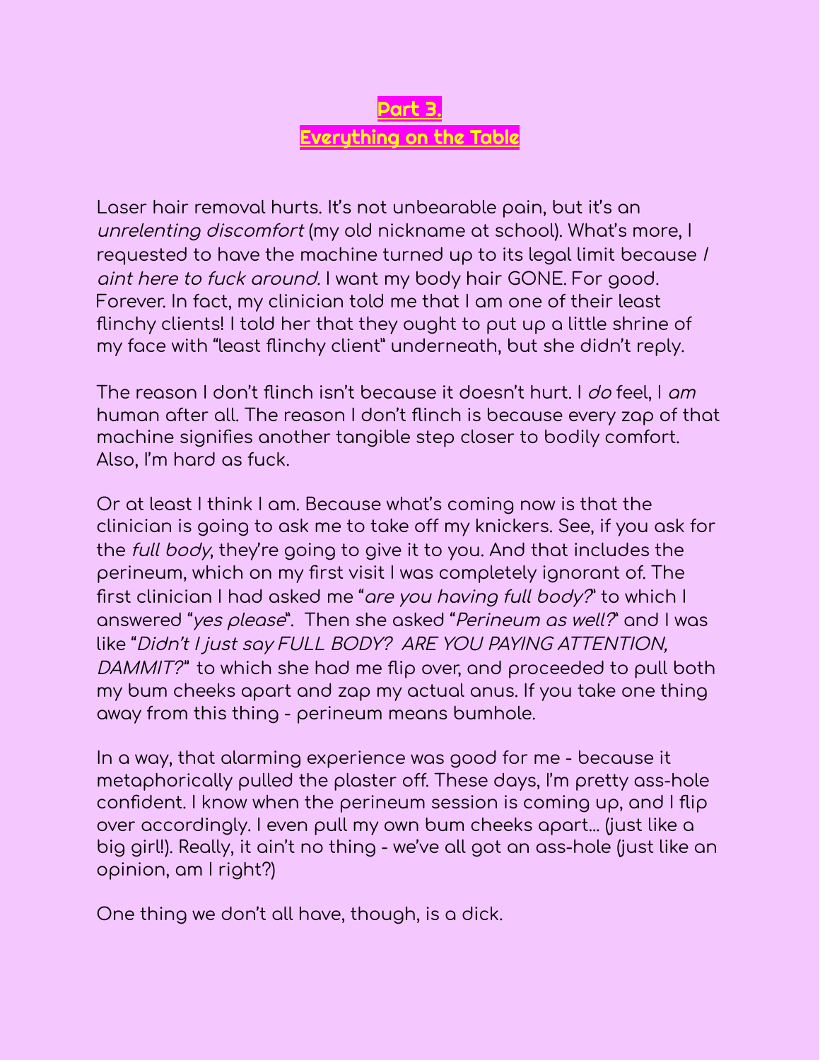## Part 3.
## Everything on the Table

Laser hair removal hurts. It's not unbearable pain, but it's an *unrelenting discomfort* (my old nickname at school). What's more, I requested to have the machine turned up to its legal limit because *I aint here to fuck around.* I want my body hair GONE. For good. Forever. In fact, my clinician told me that I am one of their least flinchy clients! I told her that they ought to put up a little shrine of my face with "least flinchy client" underneath, but she didn't reply.

The reason I don't flinch isn't because it doesn't hurt. I *do* feel, I *am* human after all. The reason I don't flinch is because every zap of that machine signifies another tangible step closer to bodily comfort. Also, I'm hard as fuck.

Or at least I think I am. Because what's coming now is that the clinician is going to ask me to take off my knickers. See, if you ask for the *full body*, they're going to give it to you. And that includes the perineum, which on my first visit I was completely ignorant of. The first clinician I had asked me "*are you having full body?*" to which I answered "*yes please*". Then she asked "*Perineum as well?*" and I was like "*Didn't I just say FULL BODY? ARE YOU PAYING ATTENTION, DAMMIT?*" to which she had me flip over, and proceeded to pull both my bum cheeks apart and zap my actual anus. If you take one thing away from this thing - perineum means bumhole.

In a way, that alarming experience was good for me - because it metaphorically pulled the plaster off. These days, I'm pretty ass-hole confident. I know when the perineum session is coming up, and I flip over accordingly. I even pull my own bum cheeks apart... (just like a big girl!). Really, it ain't no thing - we've all got an ass-hole (just like an opinion, am I right?)

One thing we don't all have, though, is a dick.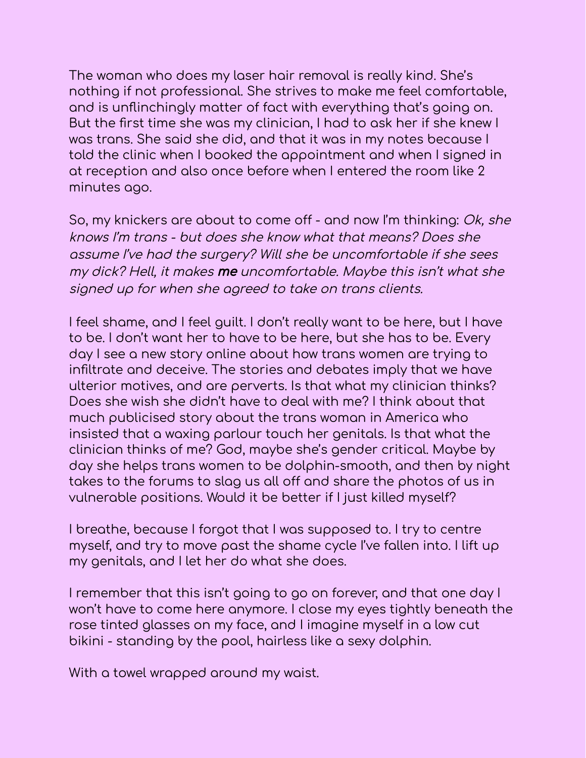The woman who does my laser hair removal is really kind. She's nothing if not professional. She strives to make me feel comfortable, and is unflinchingly matter of fact with everything that's going on. But the first time she was my clinician, I had to ask her if she knew I was trans. She said she did, and that it was in my notes because I told the clinic when I booked the appointment and when I signed in at reception and also once before when I entered the room like 2 minutes ago.

So, my knickers are about to come off - and now I'm thinking: *Ok, she knows I'm trans - but does she know what that means? Does she assume I've had the surgery? Will she be uncomfortable if she sees my dick? Hell, it makes **me** uncomfortable. Maybe this isn't what she signed up for when she agreed to take on trans clients.*

I feel shame, and I feel guilt. I don't really want to be here, but I have to be. I don't want her to have to be here, but she has to be. Every day I see a new story online about how trans women are trying to infiltrate and deceive. The stories and debates imply that we have ulterior motives, and are perverts. Is that what my clinician thinks? Does she wish she didn't have to deal with me? I think about that much publicised story about the trans woman in America who insisted that a waxing parlour touch her genitals. Is that what the clinician thinks of me? God, maybe she's gender critical. Maybe by day she helps trans women to be dolphin-smooth, and then by night takes to the forums to slag us all off and share the photos of us in vulnerable positions. Would it be better if I just killed myself?

I breathe, because I forgot that I was supposed to. I try to centre myself, and try to move past the shame cycle I've fallen into. I lift up my genitals, and I let her do what she does.

I remember that this isn't going to go on forever, and that one day I won't have to come here anymore. I close my eyes tightly beneath the rose tinted glasses on my face, and I imagine myself in a low cut bikini - standing by the pool, hairless like a sexy dolphin.

With a towel wrapped around my waist.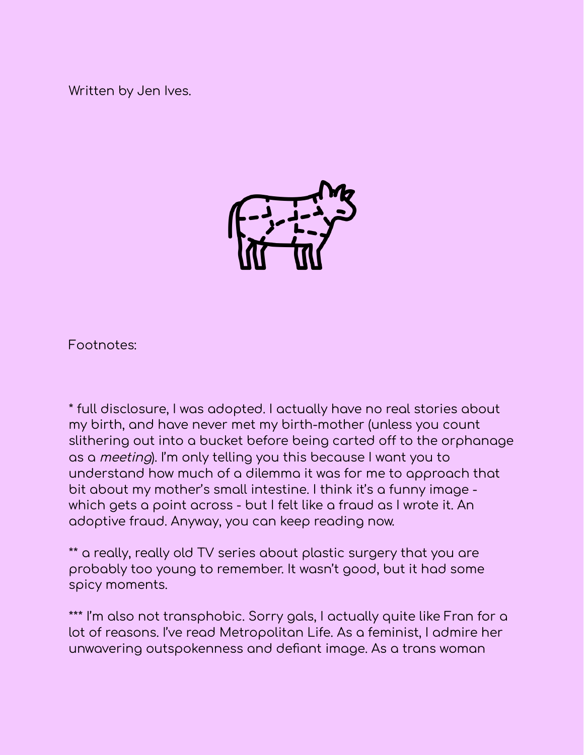Written by Jen Ives.

Footnotes:

* full disclosure, I was adopted. I actually have no real stories about my birth, and have never met my birth-mother (unless you count slithering out into a bucket before being carted off to the orphanage as a *meeting*). I'm only telling you this because I want you to understand how much of a dilemma it was for me to approach that bit about my mother's small intestine. I think it's a funny image - which gets a point across - but I felt like a fraud as I wrote it. An adoptive fraud. Anyway, you can keep reading now.

** a really, really old TV series about plastic surgery that you are probably too young to remember. It wasn't good, but it had some spicy moments.

*** I'm also not transphobic. Sorry gals, I actually quite like Fran for a lot of reasons. I've read Metropolitan Life. As a feminist, I admire her unwavering outspokenness and defiant image. As a trans woman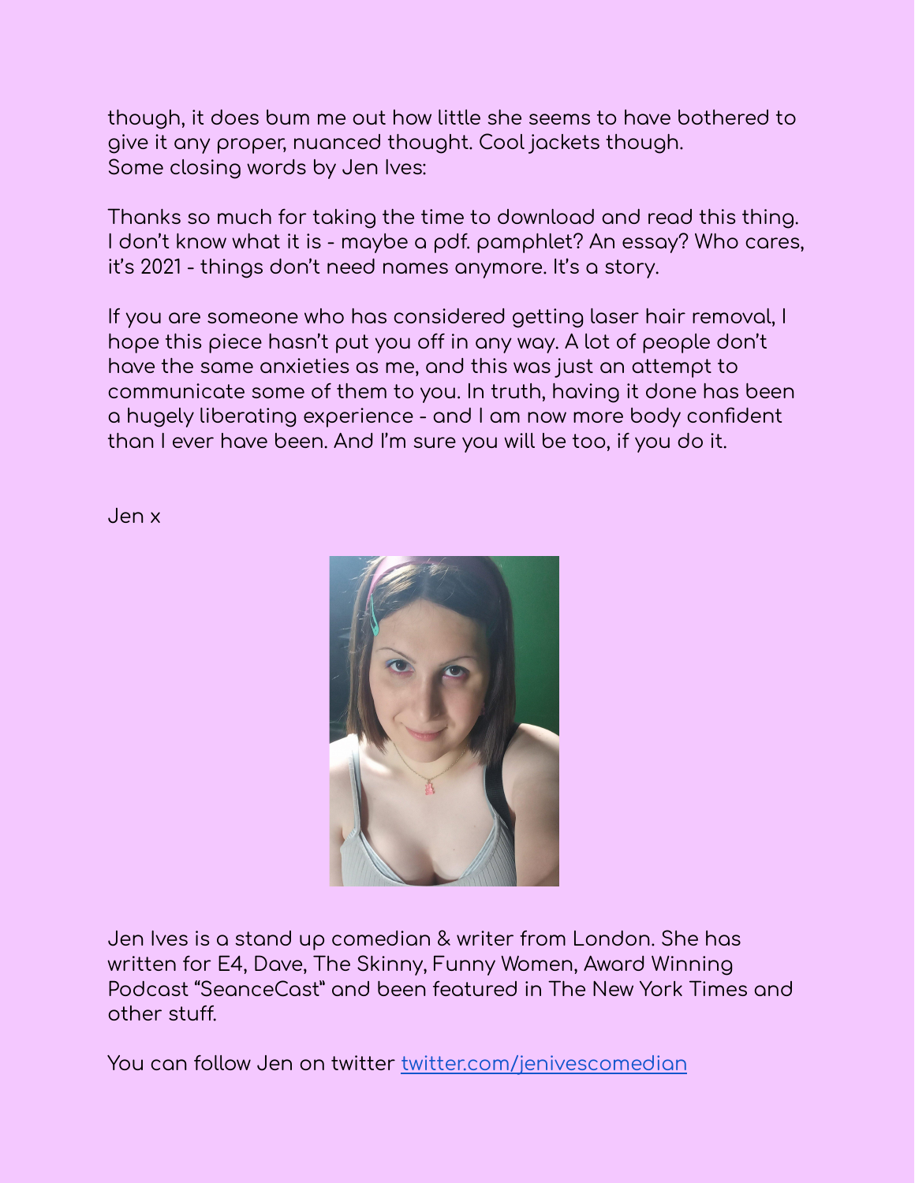though, it does bum me out how little she seems to have bothered to give it any proper, nuanced thought. Cool jackets though.
Some closing words by Jen Ives:

Thanks so much for taking the time to download and read this thing. I don't know what it is - maybe a pdf. pamphlet? An essay? Who cares, it's 2021 - things don't need names anymore. It's a story.

If you are someone who has considered getting laser hair removal, I hope this piece hasn't put you off in any way. A lot of people don't have the same anxieties as me, and this was just an attempt to communicate some of them to you. In truth, having it done has been a hugely liberating experience - and I am now more body confident than I ever have been. And I'm sure you will be too, if you do it.

Jen x

Jen Ives is a stand up comedian & writer from London. She has written for E4, Dave, The Skinny, Funny Women, Award Winning Podcast "SeanceCast" and been featured in The New York Times and other stuff.

You can follow Jen on twitter [twitter.com/jenivescomedian](https://twitter.com/jenivescomedian)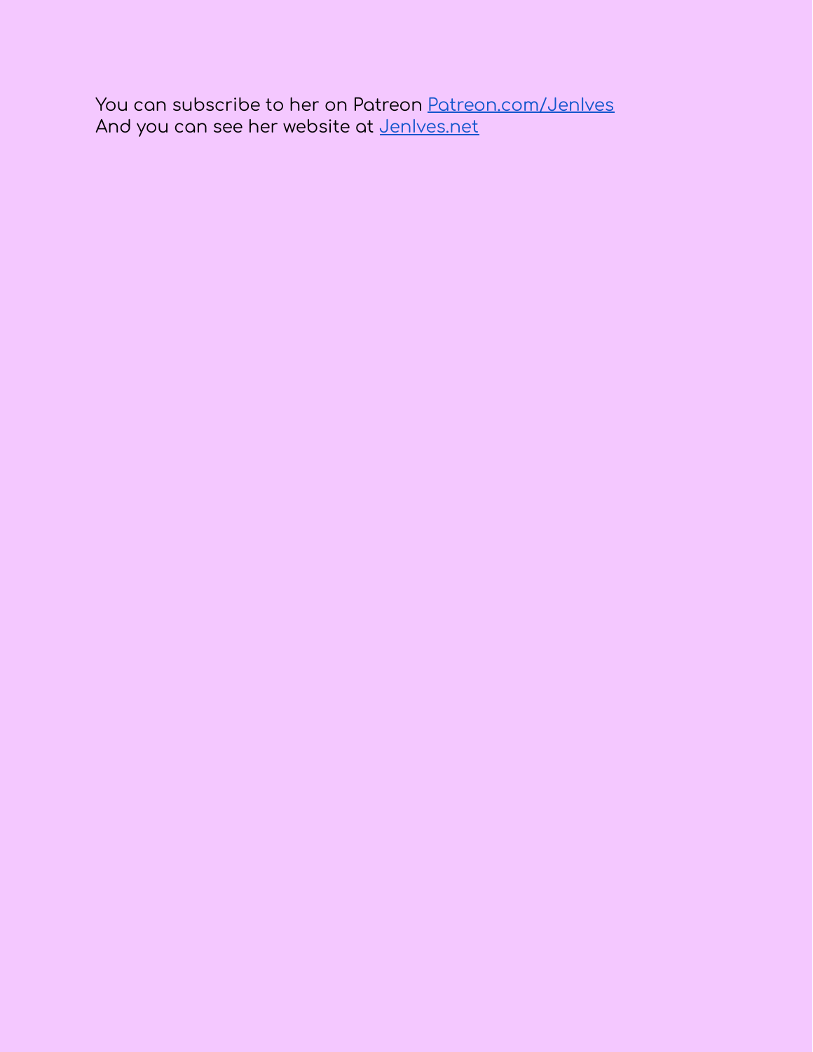You can subscribe to her on Patreon Patreon.com/JenIves
And you can see her website at JenIves.net